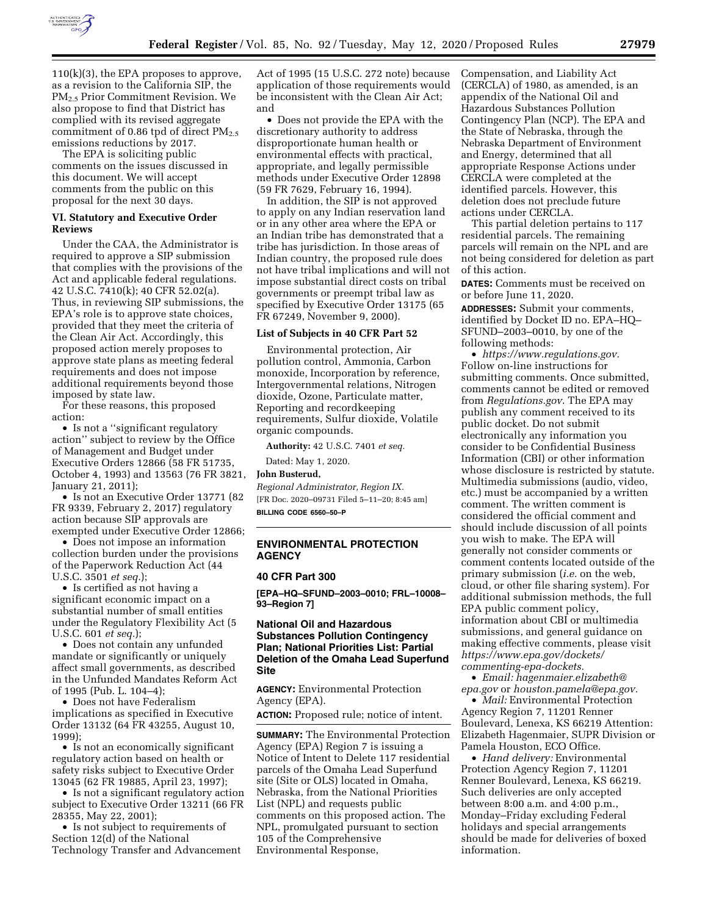110(k)(3), the EPA proposes to approve, as a revision to the California SIP, the $PM_{2.5}$ Prior Commitment Revision. We also propose to find that District has complied with its revised aggregate commitment of 0.86 tpd of direct $PM_{2.5}$ emissions reductions by 2017.

The EPA is soliciting public comments on the issues discussed in this document. We will accept comments from the public on this proposal for the next 30 days.

### VI. Statutory and Executive Order Reviews

Under the CAA, the Administrator is required to approve a SIP submission that complies with the provisions of the Act and applicable federal regulations. 42 U.S.C. 7410(k); 40 CFR 52.02(a). Thus, in reviewing SIP submissions, the EPA's role is to approve state choices, provided that they meet the criteria of the Clean Air Act. Accordingly, this proposed action merely proposes to approve state plans as meeting federal requirements and does not impose additional requirements beyond those imposed by state law.

For these reasons, this proposed action:

- Is not a ''significant regulatory action'' subject to review by the Office of Management and Budget under Executive Orders 12866 (58 FR 51735, October 4, 1993) and 13563 (76 FR 3821, January 21, 2011);
- Is not an Executive Order 13771 (82 FR 9339, February 2, 2017) regulatory action because SIP approvals are exempted under Executive Order 12866;
- Does not impose an information collection burden under the provisions of the Paperwork Reduction Act (44 U.S.C. 3501 *et seq.*);
- Is certified as not having a significant economic impact on a substantial number of small entities under the Regulatory Flexibility Act (5 U.S.C. 601 *et seq.*);
- Does not contain any unfunded mandate or significantly or uniquely affect small governments, as described in the Unfunded Mandates Reform Act of 1995 (Pub. L. 104–4);
- Does not have Federalism implications as specified in Executive Order 13132 (64 FR 43255, August 10, 1999);
- Is not an economically significant regulatory action based on health or safety risks subject to Executive Order 13045 (62 FR 19885, April 23, 1997);
- Is not a significant regulatory action subject to Executive Order 13211 (66 FR 28355, May 22, 2001);
- Is not subject to requirements of Section 12(d) of the National Technology Transfer and Advancement Act of 1995 (15 U.S.C. 272 note) because application of those requirements would be inconsistent with the Clean Air Act; and
- Does not provide the EPA with the discretionary authority to address disproportionate human health or environmental effects with practical, appropriate, and legally permissible methods under Executive Order 12898 (59 FR 7629, February 16, 1994).

In addition, the SIP is not approved to apply on any Indian reservation land or in any other area where the EPA or an Indian tribe has demonstrated that a tribe has jurisdiction. In those areas of Indian country, the proposed rule does not have tribal implications and will not impose substantial direct costs on tribal governments or preempt tribal law as specified by Executive Order 13175 (65 FR 67249, November 9, 2000).

### List of Subjects in 40 CFR Part 52

Environmental protection, Air pollution control, Ammonia, Carbon monoxide, Incorporation by reference, Intergovernmental relations, Nitrogen dioxide, Ozone, Particulate matter, Reporting and recordkeeping requirements, Sulfur dioxide, Volatile organic compounds.

**Authority:** 42 U.S.C. 7401 *et seq.*

Dated: May 1, 2020.

**John Busterud,**

*Regional Administrator, Region IX.*

[FR Doc. 2020–09731 Filed 5–11–20; 8:45 am]

**BILLING CODE 6560–50–P**

---

## ENVIRONMENTAL PROTECTION AGENCY

### 40 CFR Part 300

**[EPA–HQ–SFUND–2003–0010; FRL–10008–93–Region 7]**

### National Oil and Hazardous Substances Pollution Contingency Plan; National Priorities List: Partial Deletion of the Omaha Lead Superfund Site

**AGENCY:** Environmental Protection Agency (EPA).

**ACTION:** Proposed rule; notice of intent.

**SUMMARY:** The Environmental Protection Agency (EPA) Region 7 is issuing a Notice of Intent to Delete 117 residential parcels of the Omaha Lead Superfund site (Site or OLS) located in Omaha, Nebraska, from the National Priorities List (NPL) and requests public comments on this proposed action. The NPL, promulgated pursuant to section 105 of the Comprehensive Environmental Response, Compensation, and Liability Act (CERCLA) of 1980, as amended, is an appendix of the National Oil and Hazardous Substances Pollution Contingency Plan (NCP). The EPA and the State of Nebraska, through the Nebraska Department of Environment and Energy, determined that all appropriate Response Actions under CERCLA were completed at the identified parcels. However, this deletion does not preclude future actions under CERCLA.

This partial deletion pertains to 117 residential parcels. The remaining parcels will remain on the NPL and are not being considered for deletion as part of this action.

**DATES:** Comments must be received on or before June 11, 2020.

**ADDRESSES:** Submit your comments, identified by Docket ID no. EPA–HQ–SFUND–2003–0010, by one of the following methods:

- *https://www.regulations.gov.* Follow on-line instructions for submitting comments. Once submitted, comments cannot be edited or removed from *Regulations.gov*. The EPA may publish any comment received to its public docket. Do not submit electronically any information you consider to be Confidential Business Information (CBI) or other information whose disclosure is restricted by statute. Multimedia submissions (audio, video, etc.) must be accompanied by a written comment. The written comment is considered the official comment and should include discussion of all points you wish to make. The EPA will generally not consider comments or comment contents located outside of the primary submission (*i.e.* on the web, cloud, or other file sharing system). For additional submission methods, the full EPA public comment policy, information about CBI or multimedia submissions, and general guidance on making effective comments, please visit *https://www.epa.gov/dockets/commenting-epa-dockets.*
- *Email: hagenmaier.elizabeth@epa.gov* or *houston.pamela@epa.gov.*
- *Mail:* Environmental Protection Agency Region 7, 11201 Renner Boulevard, Lenexa, KS 66219 Attention: Elizabeth Hagenmaier, SUPR Division or Pamela Houston, ECO Office.
- *Hand delivery:* Environmental Protection Agency Region 7, 11201 Renner Boulevard, Lenexa, KS 66219. Such deliveries are only accepted between 8:00 a.m. and 4:00 p.m., Monday–Friday excluding Federal holidays and special arrangements should be made for deliveries of boxed information.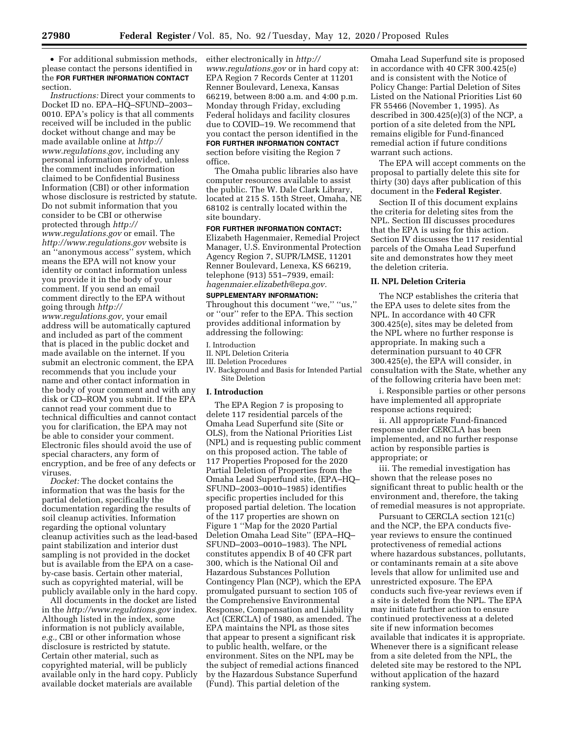- For additional submission methods, please contact the persons identified in the **FOR FURTHER INFORMATION CONTACT** section.

*Instructions:* Direct your comments to Docket ID no. EPA–HQ–SFUND–2003–0010. EPA's policy is that all comments received will be included in the public docket without change and may be made available online at *http://www.regulations.gov,* including any personal information provided, unless the comment includes information claimed to be Confidential Business Information (CBI) or other information whose disclosure is restricted by statute. Do not submit information that you consider to be CBI or otherwise protected through *http://www.regulations.gov* or email. The *http://www.regulations.gov* website is an ''anonymous access'' system, which means the EPA will not know your identity or contact information unless you provide it in the body of your comment. If you send an email comment directly to the EPA without going through *http://www.regulations.gov,* your email address will be automatically captured and included as part of the comment that is placed in the public docket and made available on the internet. If you submit an electronic comment, the EPA recommends that you include your name and other contact information in the body of your comment and with any disk or CD–ROM you submit. If the EPA cannot read your comment due to technical difficulties and cannot contact you for clarification, the EPA may not be able to consider your comment. Electronic files should avoid the use of special characters, any form of encryption, and be free of any defects or viruses.

*Docket:* The docket contains the information that was the basis for the partial deletion, specifically the documentation regarding the results of soil cleanup activities. Information regarding the optional voluntary cleanup activities such as the lead-based paint stabilization and interior dust sampling is not provided in the docket but is available from the EPA on a case-by-case basis. Certain other material, such as copyrighted material, will be publicly available only in the hard copy.

All documents in the docket are listed in the *http://www.regulations.gov* index. Although listed in the index, some information is not publicly available, *e.g.,* CBI or other information whose disclosure is restricted by statute. Certain other material, such as copyrighted material, will be publicly available only in the hard copy. Publicly available docket materials are available either electronically in *http://www.regulations.gov* or in hard copy at: EPA Region 7 Records Center at 11201 Renner Boulevard, Lenexa, Kansas 66219, between 8:00 a.m. and 4:00 p.m. Monday through Friday, excluding Federal holidays and facility closures due to COVID–19. We recommend that you contact the person identified in the **FOR FURTHER INFORMATION CONTACT** section before visiting the Region 7 office.

The Omaha public libraries also have computer resources available to assist the public. The W. Dale Clark Library, located at 215 S. 15th Street, Omaha, NE 68102 is centrally located within the site boundary.

**FOR FURTHER INFORMATION CONTACT:** Elizabeth Hagenmaier, Remedial Project Manager, U.S. Environmental Protection Agency Region 7, SUPR/LMSE, 11201 Renner Boulevard, Lenexa, KS 66219, telephone (913) 551–7939, email: *hagenmaier.elizabeth@epa.gov.*

**SUPPLEMENTARY INFORMATION:** Throughout this document ''we,'' ''us,'' or ''our'' refer to the EPA. This section provides additional information by addressing the following:

I. Introduction
II. NPL Deletion Criteria
III. Deletion Procedures
IV. Background and Basis for Intended Partial Site Deletion

## I. Introduction

The EPA Region 7 is proposing to delete 117 residential parcels of the Omaha Lead Superfund site (Site or OLS), from the National Priorities List (NPL) and is requesting public comment on this proposed action. The table of 117 Properties Proposed for the 2020 Partial Deletion of Properties from the Omaha Lead Superfund site, (EPA–HQ–SFUND–2003–0010–1985) identifies specific properties included for this proposed partial deletion. The location of the 117 properties are shown on Figure 1 ''Map for the 2020 Partial Deletion Omaha Lead Site'' (EPA–HQ–SFUND–2003–0010–1983). The NPL constitutes appendix B of 40 CFR part 300, which is the National Oil and Hazardous Substances Pollution Contingency Plan (NCP), which the EPA promulgated pursuant to section 105 of the Comprehensive Environmental Response, Compensation and Liability Act (CERCLA) of 1980, as amended. The EPA maintains the NPL as those sites that appear to present a significant risk to public health, welfare, or the environment. Sites on the NPL may be the subject of remedial actions financed by the Hazardous Substance Superfund (Fund). This partial deletion of the Omaha Lead Superfund site is proposed in accordance with 40 CFR 300.425(e) and is consistent with the Notice of Policy Change: Partial Deletion of Sites Listed on the National Priorities List 60 FR 55466 (November 1, 1995). As described in 300.425(e)(3) of the NCP, a portion of a site deleted from the NPL remains eligible for Fund-financed remedial action if future conditions warrant such actions.

The EPA will accept comments on the proposal to partially delete this site for thirty (30) days after publication of this document in the **Federal Register**.

Section II of this document explains the criteria for deleting sites from the NPL. Section III discusses procedures that the EPA is using for this action. Section IV discusses the 117 residential parcels of the Omaha Lead Superfund site and demonstrates how they meet the deletion criteria.

## II. NPL Deletion Criteria

The NCP establishes the criteria that the EPA uses to delete sites from the NPL. In accordance with 40 CFR 300.425(e), sites may be deleted from the NPL where no further response is appropriate. In making such a determination pursuant to 40 CFR 300.425(e), the EPA will consider, in consultation with the State, whether any of the following criteria have been met:

i. Responsible parties or other persons have implemented all appropriate response actions required;

ii. All appropriate Fund-financed response under CERCLA has been implemented, and no further response action by responsible parties is appropriate; or

iii. The remedial investigation has shown that the release poses no significant threat to public health or the environment and, therefore, the taking of remedial measures is not appropriate.

Pursuant to CERCLA section 121(c) and the NCP, the EPA conducts five-year reviews to ensure the continued protectiveness of remedial actions where hazardous substances, pollutants, or contaminants remain at a site above levels that allow for unlimited use and unrestricted exposure. The EPA conducts such five-year reviews even if a site is deleted from the NPL. The EPA may initiate further action to ensure continued protectiveness at a deleted site if new information becomes available that indicates it is appropriate. Whenever there is a significant release from a site deleted from the NPL, the deleted site may be restored to the NPL without application of the hazard ranking system.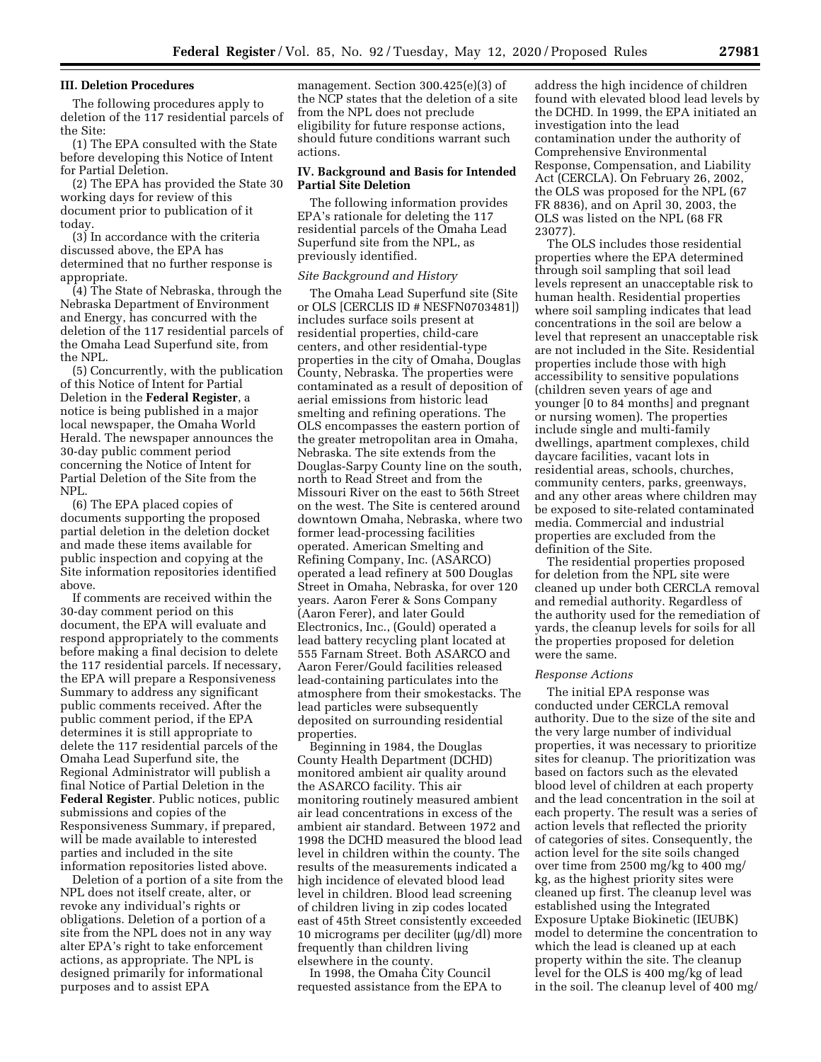## III. Deletion Procedures

The following procedures apply to deletion of the 117 residential parcels of the Site:

(1) The EPA consulted with the State before developing this Notice of Intent for Partial Deletion.

(2) The EPA has provided the State 30 working days for review of this document prior to publication of it today.

(3) In accordance with the criteria discussed above, the EPA has determined that no further response is appropriate.

(4) The State of Nebraska, through the Nebraska Department of Environment and Energy, has concurred with the deletion of the 117 residential parcels of the Omaha Lead Superfund site, from the NPL.

(5) Concurrently, with the publication of this Notice of Intent for Partial Deletion in the **Federal Register**, a notice is being published in a major local newspaper, the Omaha World Herald. The newspaper announces the 30-day public comment period concerning the Notice of Intent for Partial Deletion of the Site from the NPL.

(6) The EPA placed copies of documents supporting the proposed partial deletion in the deletion docket and made these items available for public inspection and copying at the Site information repositories identified above.

If comments are received within the 30-day comment period on this document, the EPA will evaluate and respond appropriately to the comments before making a final decision to delete the 117 residential parcels. If necessary, the EPA will prepare a Responsiveness Summary to address any significant public comments received. After the public comment period, if the EPA determines it is still appropriate to delete the 117 residential parcels of the Omaha Lead Superfund site, the Regional Administrator will publish a final Notice of Partial Deletion in the **Federal Register**. Public notices, public submissions and copies of the Responsiveness Summary, if prepared, will be made available to interested parties and included in the site information repositories listed above.

Deletion of a portion of a site from the NPL does not itself create, alter, or revoke any individual's rights or obligations. Deletion of a portion of a site from the NPL does not in any way alter EPA's right to take enforcement actions, as appropriate. The NPL is designed primarily for informational purposes and to assist EPA management. Section 300.425(e)(3) of the NCP states that the deletion of a site from the NPL does not preclude eligibility for future response actions, should future conditions warrant such actions.

## IV. Background and Basis for Intended Partial Site Deletion

The following information provides EPA's rationale for deleting the 117 residential parcels of the Omaha Lead Superfund site from the NPL, as previously identified.

### *Site Background and History*

The Omaha Lead Superfund site (Site or OLS [CERCLIS ID # NESFN0703481]) includes surface soils present at residential properties, child-care centers, and other residential-type properties in the city of Omaha, Douglas County, Nebraska. The properties were contaminated as a result of deposition of aerial emissions from historic lead smelting and refining operations. The OLS encompasses the eastern portion of the greater metropolitan area in Omaha, Nebraska. The site extends from the Douglas-Sarpy County line on the south, north to Read Street and from the Missouri River on the east to 56th Street on the west. The Site is centered around downtown Omaha, Nebraska, where two former lead-processing facilities operated. American Smelting and Refining Company, Inc. (ASARCO) operated a lead refinery at 500 Douglas Street in Omaha, Nebraska, for over 120 years. Aaron Ferer & Sons Company (Aaron Ferer), and later Gould Electronics, Inc., (Gould) operated a lead battery recycling plant located at 555 Farnam Street. Both ASARCO and Aaron Ferer/Gould facilities released lead-containing particulates into the atmosphere from their smokestacks. The lead particles were subsequently deposited on surrounding residential properties.

Beginning in 1984, the Douglas County Health Department (DCHD) monitored ambient air quality around the ASARCO facility. This air monitoring routinely measured ambient air lead concentrations in excess of the ambient air standard. Between 1972 and 1998 the DCHD measured the blood lead level in children within the county. The results of the measurements indicated a high incidence of elevated blood lead level in children. Blood lead screening of children living in zip codes located east of 45th Street consistently exceeded 10 micrograms per deciliter (μg/dl) more frequently than children living elsewhere in the county.

In 1998, the Omaha City Council requested assistance from the EPA to address the high incidence of children found with elevated blood lead levels by the DCHD. In 1999, the EPA initiated an investigation into the lead contamination under the authority of Comprehensive Environmental Response, Compensation, and Liability Act (CERCLA). On February 26, 2002, the OLS was proposed for the NPL (67 FR 8836), and on April 30, 2003, the OLS was listed on the NPL (68 FR 23077).

The OLS includes those residential properties where the EPA determined through soil sampling that soil lead levels represent an unacceptable risk to human health. Residential properties where soil sampling indicates that lead concentrations in the soil are below a level that represent an unacceptable risk are not included in the Site. Residential properties include those with high accessibility to sensitive populations (children seven years of age and younger [0 to 84 months] and pregnant or nursing women). The properties include single and multi-family dwellings, apartment complexes, child daycare facilities, vacant lots in residential areas, schools, churches, community centers, parks, greenways, and any other areas where children may be exposed to site-related contaminated media. Commercial and industrial properties are excluded from the definition of the Site.

The residential properties proposed for deletion from the NPL site were cleaned up under both CERCLA removal and remedial authority. Regardless of the authority used for the remediation of yards, the cleanup levels for soils for all the properties proposed for deletion were the same.

### *Response Actions*

The initial EPA response was conducted under CERCLA removal authority. Due to the size of the site and the very large number of individual properties, it was necessary to prioritize sites for cleanup. The prioritization was based on factors such as the elevated blood level of children at each property and the lead concentration in the soil at each property. The result was a series of action levels that reflected the priority of categories of sites. Consequently, the action level for the site soils changed over time from 2500 mg/kg to 400 mg/kg, as the highest priority sites were cleaned up first. The cleanup level was established using the Integrated Exposure Uptake Biokinetic (IEUBK) model to determine the concentration to which the lead is cleaned up at each property within the site. The cleanup level for the OLS is 400 mg/kg of lead in the soil. The cleanup level of 400 mg/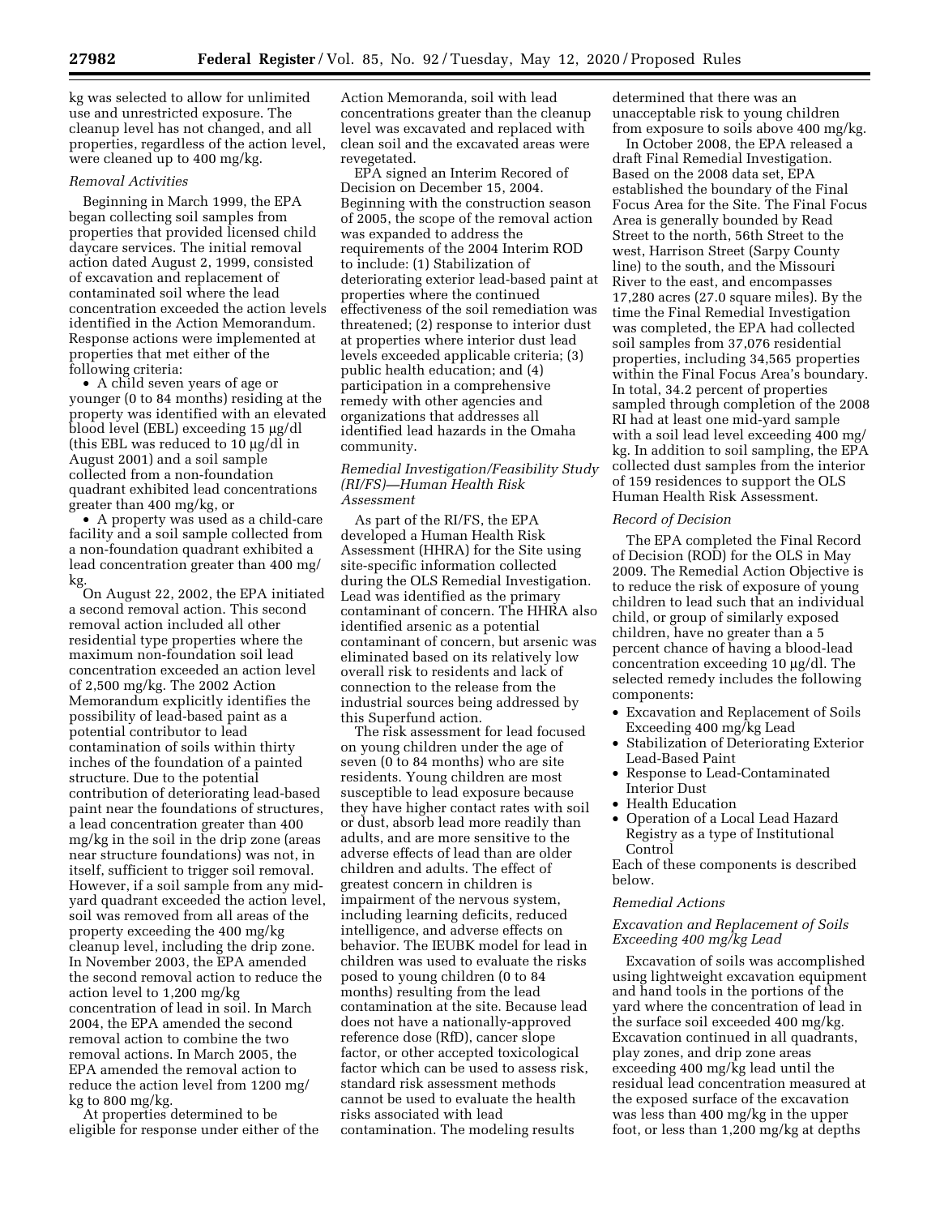kg was selected to allow for unlimited use and unrestricted exposure. The cleanup level has not changed, and all properties, regardless of the action level, were cleaned up to 400 mg/kg.

*Removal Activities*

Beginning in March 1999, the EPA began collecting soil samples from properties that provided licensed child daycare services. The initial removal action dated August 2, 1999, consisted of excavation and replacement of contaminated soil where the lead concentration exceeded the action levels identified in the Action Memorandum. Response actions were implemented at properties that met either of the following criteria:

- A child seven years of age or younger (0 to 84 months) residing at the property was identified with an elevated blood level (EBL) exceeding 15 µg/dl (this EBL was reduced to 10 µg/dl in August 2001) and a soil sample collected from a non-foundation quadrant exhibited lead concentrations greater than 400 mg/kg, or
- A property was used as a child-care facility and a soil sample collected from a non-foundation quadrant exhibited a lead concentration greater than 400 mg/kg.

On August 22, 2002, the EPA initiated a second removal action. This second removal action included all other residential type properties where the maximum non-foundation soil lead concentration exceeded an action level of 2,500 mg/kg. The 2002 Action Memorandum explicitly identifies the possibility of lead-based paint as a potential contributor to lead contamination of soils within thirty inches of the foundation of a painted structure. Due to the potential contribution of deteriorating lead-based paint near the foundations of structures, a lead concentration greater than 400 mg/kg in the soil in the drip zone (areas near structure foundations) was not, in itself, sufficient to trigger soil removal. However, if a soil sample from any mid-yard quadrant exceeded the action level, soil was removed from all areas of the property exceeding the 400 mg/kg cleanup level, including the drip zone. In November 2003, the EPA amended the second removal action to reduce the action level to 1,200 mg/kg concentration of lead in soil. In March 2004, the EPA amended the second removal action to combine the two removal actions. In March 2005, the EPA amended the removal action to reduce the action level from 1200 mg/kg to 800 mg/kg.

At properties determined to be eligible for response under either of the Action Memoranda, soil with lead concentrations greater than the cleanup level was excavated and replaced with clean soil and the excavated areas were revegetated.

EPA signed an Interim Recored of Decision on December 15, 2004. Beginning with the construction season of 2005, the scope of the removal action was expanded to address the requirements of the 2004 Interim ROD to include: (1) Stabilization of deteriorating exterior lead-based paint at properties where the continued effectiveness of the soil remediation was threatened; (2) response to interior dust at properties where interior dust lead levels exceeded applicable criteria; (3) public health education; and (4) participation in a comprehensive remedy with other agencies and organizations that addresses all identified lead hazards in the Omaha community.

*Remedial Investigation/Feasibility Study (RI/FS)—Human Health Risk Assessment*

As part of the RI/FS, the EPA developed a Human Health Risk Assessment (HHRA) for the Site using site-specific information collected during the OLS Remedial Investigation. Lead was identified as the primary contaminant of concern. The HHRA also identified arsenic as a potential contaminant of concern, but arsenic was eliminated based on its relatively low overall risk to residents and lack of connection to the release from the industrial sources being addressed by this Superfund action.

The risk assessment for lead focused on young children under the age of seven (0 to 84 months) who are site residents. Young children are most susceptible to lead exposure because they have higher contact rates with soil or dust, absorb lead more readily than adults, and are more sensitive to the adverse effects of lead than are older children and adults. The effect of greatest concern in children is impairment of the nervous system, including learning deficits, reduced intelligence, and adverse effects on behavior. The IEUBK model for lead in children was used to evaluate the risks posed to young children (0 to 84 months) resulting from the lead contamination at the site. Because lead does not have a nationally-approved reference dose (RfD), cancer slope factor, or other accepted toxicological factor which can be used to assess risk, standard risk assessment methods cannot be used to evaluate the health risks associated with lead contamination. The modeling results determined that there was an unacceptable risk to young children from exposure to soils above 400 mg/kg.

In October 2008, the EPA released a draft Final Remedial Investigation. Based on the 2008 data set, EPA established the boundary of the Final Focus Area for the Site. The Final Focus Area is generally bounded by Read Street to the north, 56th Street to the west, Harrison Street (Sarpy County line) to the south, and the Missouri River to the east, and encompasses 17,280 acres (27.0 square miles). By the time the Final Remedial Investigation was completed, the EPA had collected soil samples from 37,076 residential properties, including 34,565 properties within the Final Focus Area's boundary. In total, 34.2 percent of properties sampled through completion of the 2008 RI had at least one mid-yard sample with a soil lead level exceeding 400 mg/kg. In addition to soil sampling, the EPA collected dust samples from the interior of 159 residences to support the OLS Human Health Risk Assessment.

*Record of Decision*

The EPA completed the Final Record of Decision (ROD) for the OLS in May 2009. The Remedial Action Objective is to reduce the risk of exposure of young children to lead such that an individual child, or group of similarly exposed children, have no greater than a 5 percent chance of having a blood-lead concentration exceeding 10 µg/dl. The selected remedy includes the following components:

- Excavation and Replacement of Soils Exceeding 400 mg/kg Lead
- Stabilization of Deteriorating Exterior Lead-Based Paint
- Response to Lead-Contaminated Interior Dust
- Health Education
- Operation of a Local Lead Hazard Registry as a type of Institutional Control

Each of these components is described below.

*Remedial Actions*

*Excavation and Replacement of Soils Exceeding 400 mg/kg Lead*

Excavation of soils was accomplished using lightweight excavation equipment and hand tools in the portions of the yard where the concentration of lead in the surface soil exceeded 400 mg/kg. Excavation continued in all quadrants, play zones, and drip zone areas exceeding 400 mg/kg lead until the residual lead concentration measured at the exposed surface of the excavation was less than 400 mg/kg in the upper foot, or less than 1,200 mg/kg at depths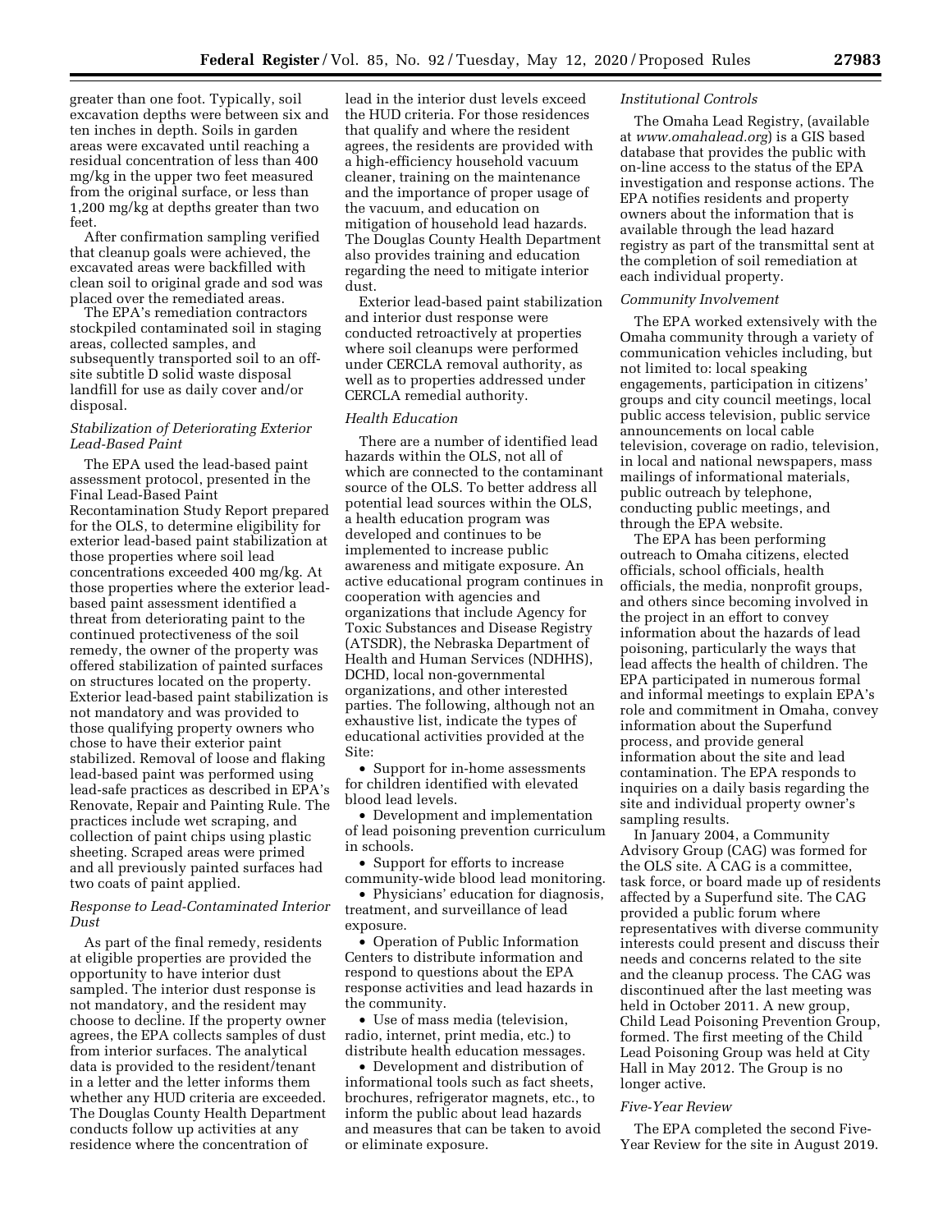greater than one foot. Typically, soil excavation depths were between six and ten inches in depth. Soils in garden areas were excavated until reaching a residual concentration of less than 400 mg/kg in the upper two feet measured from the original surface, or less than 1,200 mg/kg at depths greater than two feet.

After confirmation sampling verified that cleanup goals were achieved, the excavated areas were backfilled with clean soil to original grade and sod was placed over the remediated areas.

The EPA's remediation contractors stockpiled contaminated soil in staging areas, collected samples, and subsequently transported soil to an off-site subtitle D solid waste disposal landfill for use as daily cover and/or disposal.

*Stabilization of Deteriorating Exterior Lead-Based Paint*

The EPA used the lead-based paint assessment protocol, presented in the Final Lead-Based Paint Recontamination Study Report prepared for the OLS, to determine eligibility for exterior lead-based paint stabilization at those properties where soil lead concentrations exceeded 400 mg/kg. At those properties where the exterior lead-based paint assessment identified a threat from deteriorating paint to the continued protectiveness of the soil remedy, the owner of the property was offered stabilization of painted surfaces on structures located on the property. Exterior lead-based paint stabilization is not mandatory and was provided to those qualifying property owners who chose to have their exterior paint stabilized. Removal of loose and flaking lead-based paint was performed using lead-safe practices as described in EPA's Renovate, Repair and Painting Rule. The practices include wet scraping, and collection of paint chips using plastic sheeting. Scraped areas were primed and all previously painted surfaces had two coats of paint applied.

*Response to Lead-Contaminated Interior Dust*

As part of the final remedy, residents at eligible properties are provided the opportunity to have interior dust sampled. The interior dust response is not mandatory, and the resident may choose to decline. If the property owner agrees, the EPA collects samples of dust from interior surfaces. The analytical data is provided to the resident/tenant in a letter and the letter informs them whether any HUD criteria are exceeded. The Douglas County Health Department conducts follow up activities at any residence where the concentration of lead in the interior dust levels exceed the HUD criteria. For those residences that qualify and where the resident agrees, the residents are provided with a high-efficiency household vacuum cleaner, training on the maintenance and the importance of proper usage of the vacuum, and education on mitigation of household lead hazards. The Douglas County Health Department also provides training and education regarding the need to mitigate interior dust.

Exterior lead-based paint stabilization and interior dust response were conducted retroactively at properties where soil cleanups were performed under CERCLA removal authority, as well as to properties addressed under CERCLA remedial authority.

*Health Education*

There are a number of identified lead hazards within the OLS, not all of which are connected to the contaminant source of the OLS. To better address all potential lead sources within the OLS, a health education program was developed and continues to be implemented to increase public awareness and mitigate exposure. An active educational program continues in cooperation with agencies and organizations that include Agency for Toxic Substances and Disease Registry (ATSDR), the Nebraska Department of Health and Human Services (NDHHS), DCHD, local non-governmental organizations, and other interested parties. The following, although not an exhaustive list, indicate the types of educational activities provided at the Site:

- Support for in-home assessments for children identified with elevated blood lead levels.
- Development and implementation of lead poisoning prevention curriculum in schools.
- Support for efforts to increase community-wide blood lead monitoring.
- Physicians' education for diagnosis, treatment, and surveillance of lead exposure.
- Operation of Public Information Centers to distribute information and respond to questions about the EPA response activities and lead hazards in the community.
- Use of mass media (television, radio, internet, print media, etc.) to distribute health education messages.
- Development and distribution of informational tools such as fact sheets, brochures, refrigerator magnets, etc., to inform the public about lead hazards and measures that can be taken to avoid or eliminate exposure.

*Institutional Controls*

The Omaha Lead Registry, (available at *www.omahalead.org*) is a GIS based database that provides the public with on-line access to the status of the EPA investigation and response actions. The EPA notifies residents and property owners about the information that is available through the lead hazard registry as part of the transmittal sent at the completion of soil remediation at each individual property.

*Community Involvement*

The EPA worked extensively with the Omaha community through a variety of communication vehicles including, but not limited to: local speaking engagements, participation in citizens' groups and city council meetings, local public access television, public service announcements on local cable television, coverage on radio, television, in local and national newspapers, mass mailings of informational materials, public outreach by telephone, conducting public meetings, and through the EPA website.

The EPA has been performing outreach to Omaha citizens, elected officials, school officials, health officials, the media, nonprofit groups, and others since becoming involved in the project in an effort to convey information about the hazards of lead poisoning, particularly the ways that lead affects the health of children. The EPA participated in numerous formal and informal meetings to explain EPA's role and commitment in Omaha, convey information about the Superfund process, and provide general information about the site and lead contamination. The EPA responds to inquiries on a daily basis regarding the site and individual property owner's sampling results.

In January 2004, a Community Advisory Group (CAG) was formed for the OLS site. A CAG is a committee, task force, or board made up of residents affected by a Superfund site. The CAG provided a public forum where representatives with diverse community interests could present and discuss their needs and concerns related to the site and the cleanup process. The CAG was discontinued after the last meeting was held in October 2011. A new group, Child Lead Poisoning Prevention Group, formed. The first meeting of the Child Lead Poisoning Group was held at City Hall in May 2012. The Group is no longer active.

*Five-Year Review*

The EPA completed the second Five-Year Review for the site in August 2019.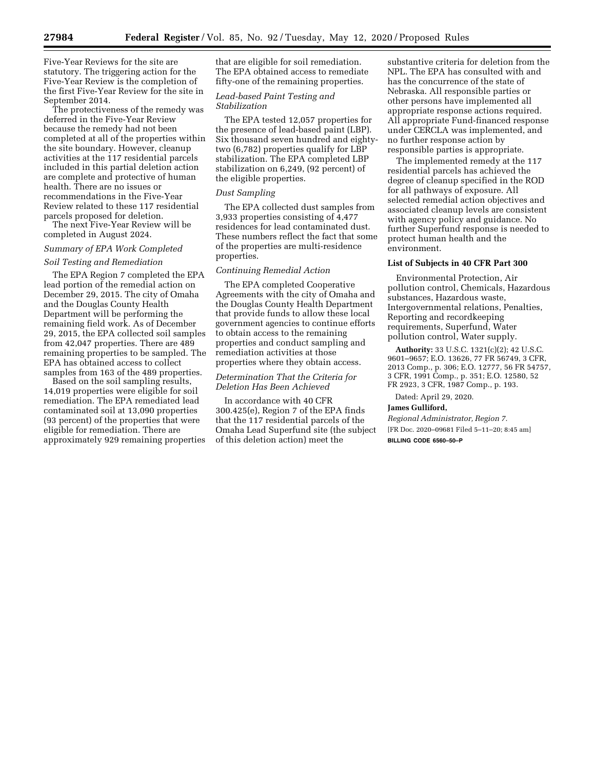Five-Year Reviews for the site are statutory. The triggering action for the Five-Year Review is the completion of the first Five-Year Review for the site in September 2014.

The protectiveness of the remedy was deferred in the Five-Year Review because the remedy had not been completed at all of the properties within the site boundary. However, cleanup activities at the 117 residential parcels included in this partial deletion action are complete and protective of human health. There are no issues or recommendations in the Five-Year Review related to these 117 residential parcels proposed for deletion.

The next Five-Year Review will be completed in August 2024.

*Summary of EPA Work Completed*

*Soil Testing and Remediation*

The EPA Region 7 completed the EPA lead portion of the remedial action on December 29, 2015. The city of Omaha and the Douglas County Health Department will be performing the remaining field work. As of December 29, 2015, the EPA collected soil samples from 42,047 properties. There are 489 remaining properties to be sampled. The EPA has obtained access to collect samples from 163 of the 489 properties.

Based on the soil sampling results, 14,019 properties were eligible for soil remediation. The EPA remediated lead contaminated soil at 13,090 properties (93 percent) of the properties that were eligible for remediation. There are approximately 929 remaining properties that are eligible for soil remediation. The EPA obtained access to remediate fifty-one of the remaining properties.

*Lead-based Paint Testing and Stabilization*

The EPA tested 12,057 properties for the presence of lead-based paint (LBP). Six thousand seven hundred and eighty-two (6,782) properties qualify for LBP stabilization. The EPA completed LBP stabilization on 6,249, (92 percent) of the eligible properties.

*Dust Sampling*

The EPA collected dust samples from 3,933 properties consisting of 4,477 residences for lead contaminated dust. These numbers reflect the fact that some of the properties are multi-residence properties.

*Continuing Remedial Action*

The EPA completed Cooperative Agreements with the city of Omaha and the Douglas County Health Department that provide funds to allow these local government agencies to continue efforts to obtain access to the remaining properties and conduct sampling and remediation activities at those properties where they obtain access.

*Determination That the Criteria for Deletion Has Been Achieved*

In accordance with 40 CFR 300.425(e), Region 7 of the EPA finds that the 117 residential parcels of the Omaha Lead Superfund site (the subject of this deletion action) meet the substantive criteria for deletion from the NPL. The EPA has consulted with and has the concurrence of the state of Nebraska. All responsible parties or other persons have implemented all appropriate response actions required. All appropriate Fund-financed response under CERCLA was implemented, and no further response action by responsible parties is appropriate.

The implemented remedy at the 117 residential parcels has achieved the degree of cleanup specified in the ROD for all pathways of exposure. All selected remedial action objectives and associated cleanup levels are consistent with agency policy and guidance. No further Superfund response is needed to protect human health and the environment.

**List of Subjects in 40 CFR Part 300**

Environmental Protection, Air pollution control, Chemicals, Hazardous substances, Hazardous waste, Intergovernmental relations, Penalties, Reporting and recordkeeping requirements, Superfund, Water pollution control, Water supply.

**Authority:** 33 U.S.C. 1321(c)(2); 42 U.S.C. 9601–9657; E.O. 13626, 77 FR 56749, 3 CFR, 2013 Comp., p. 306; E.O. 12777, 56 FR 54757, 3 CFR, 1991 Comp., p. 351; E.O. 12580, 52 FR 2923, 3 CFR, 1987 Comp., p. 193.

Dated: April 29, 2020.

**James Gulliford,**

*Regional Administrator, Region 7.*

[FR Doc. 2020–09681 Filed 5–11–20; 8:45 am]

**BILLING CODE 6560–50–P**